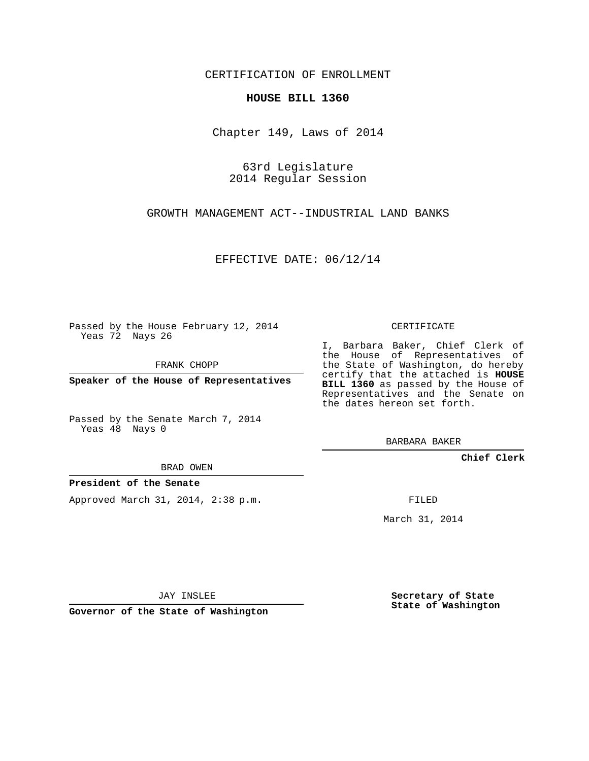CERTIFICATION OF ENROLLMENT

# HOUSE BILL 1360

Chapter 149, Laws of 2014

63rd Legislature
2014 Regular Session

GROWTH MANAGEMENT ACT--INDUSTRIAL LAND BANKS

EFFECTIVE DATE: 06/12/14

Passed by the House February 12, 2014
Yeas 72 Nays 26

FRANK CHOPP

**Speaker of the House of Representatives**

Passed by the Senate March 7, 2014
Yeas 48 Nays 0

BRAD OWEN

**President of the Senate**

Approved March 31, 2014, 2:38 p.m.

JAY INSLEE

**Governor of the State of Washington**

CERTIFICATE

I, Barbara Baker, Chief Clerk of the House of Representatives of the State of Washington, do hereby certify that the attached is **HOUSE BILL 1360** as passed by the House of Representatives and the Senate on the dates hereon set forth.

BARBARA BAKER

**Chief Clerk**

FILED

March 31, 2014

**Secretary of State**
**State of Washington**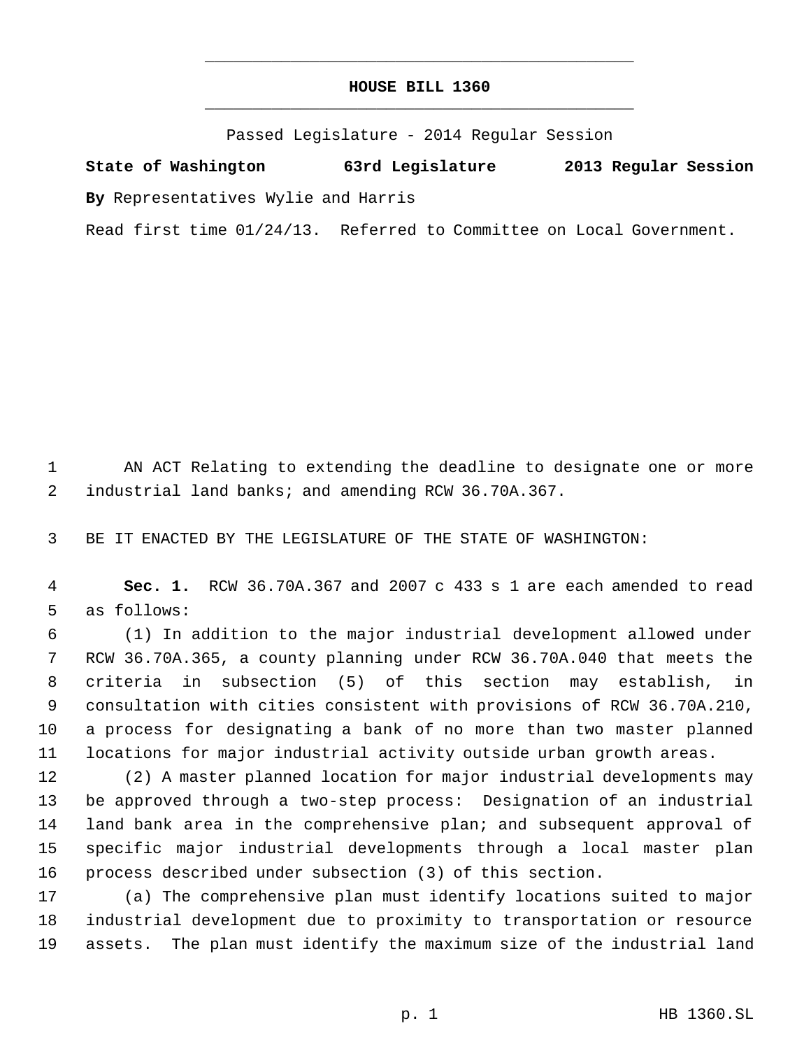# HOUSE BILL 1360

Passed Legislature - 2014 Regular Session

**State of Washington 63rd Legislature 2013 Regular Session**

**By** Representatives Wylie and Harris

Read first time 01/24/13. Referred to Committee on Local Government.

AN ACT Relating to extending the deadline to designate one or more industrial land banks; and amending RCW 36.70A.367.

BE IT ENACTED BY THE LEGISLATURE OF THE STATE OF WASHINGTON:

**Sec. 1.** RCW 36.70A.367 and 2007 c 433 s 1 are each amended to read as follows:

(1) In addition to the major industrial development allowed under RCW 36.70A.365, a county planning under RCW 36.70A.040 that meets the criteria in subsection (5) of this section may establish, in consultation with cities consistent with provisions of RCW 36.70A.210, a process for designating a bank of no more than two master planned locations for major industrial activity outside urban growth areas.

(2) A master planned location for major industrial developments may be approved through a two-step process: Designation of an industrial land bank area in the comprehensive plan; and subsequent approval of specific major industrial developments through a local master plan process described under subsection (3) of this section.

(a) The comprehensive plan must identify locations suited to major industrial development due to proximity to transportation or resource assets. The plan must identify the maximum size of the industrial land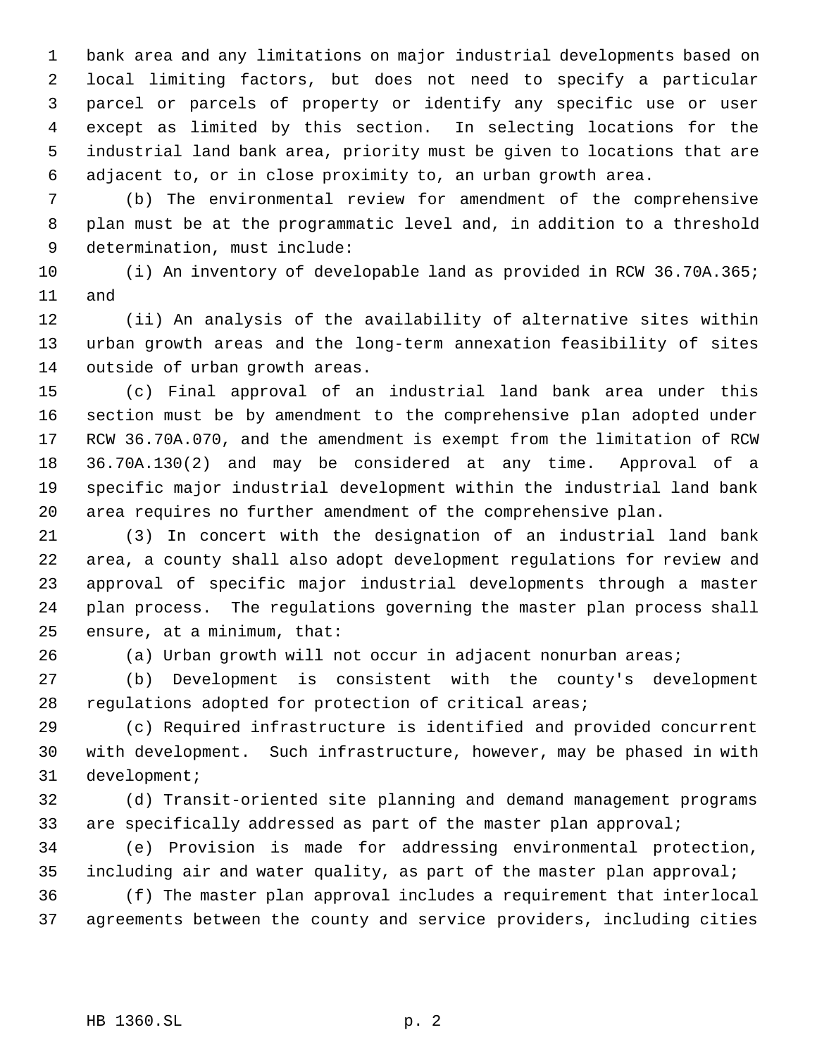bank area and any limitations on major industrial developments based on local limiting factors, but does not need to specify a particular parcel or parcels of property or identify any specific use or user except as limited by this section. In selecting locations for the industrial land bank area, priority must be given to locations that are adjacent to, or in close proximity to, an urban growth area.

(b) The environmental review for amendment of the comprehensive plan must be at the programmatic level and, in addition to a threshold determination, must include:

(i) An inventory of developable land as provided in RCW 36.70A.365; and

(ii) An analysis of the availability of alternative sites within urban growth areas and the long-term annexation feasibility of sites outside of urban growth areas.

(c) Final approval of an industrial land bank area under this section must be by amendment to the comprehensive plan adopted under RCW 36.70A.070, and the amendment is exempt from the limitation of RCW 36.70A.130(2) and may be considered at any time. Approval of a specific major industrial development within the industrial land bank area requires no further amendment of the comprehensive plan.

(3) In concert with the designation of an industrial land bank area, a county shall also adopt development regulations for review and approval of specific major industrial developments through a master plan process. The regulations governing the master plan process shall ensure, at a minimum, that:

(a) Urban growth will not occur in adjacent nonurban areas;

(b) Development is consistent with the county's development regulations adopted for protection of critical areas;

(c) Required infrastructure is identified and provided concurrent with development. Such infrastructure, however, may be phased in with development;

(d) Transit-oriented site planning and demand management programs are specifically addressed as part of the master plan approval;

(e) Provision is made for addressing environmental protection, including air and water quality, as part of the master plan approval;

(f) The master plan approval includes a requirement that interlocal agreements between the county and service providers, including cities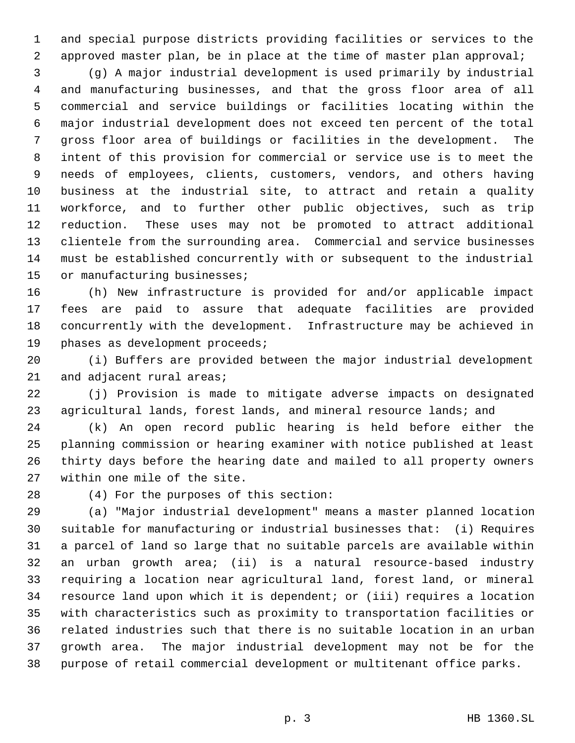and special purpose districts providing facilities or services to the approved master plan, be in place at the time of master plan approval;

(g) A major industrial development is used primarily by industrial and manufacturing businesses, and that the gross floor area of all commercial and service buildings or facilities locating within the major industrial development does not exceed ten percent of the total gross floor area of buildings or facilities in the development. The intent of this provision for commercial or service use is to meet the needs of employees, clients, customers, vendors, and others having business at the industrial site, to attract and retain a quality workforce, and to further other public objectives, such as trip reduction. These uses may not be promoted to attract additional clientele from the surrounding area. Commercial and service businesses must be established concurrently with or subsequent to the industrial or manufacturing businesses;

(h) New infrastructure is provided for and/or applicable impact fees are paid to assure that adequate facilities are provided concurrently with the development. Infrastructure may be achieved in phases as development proceeds;

(i) Buffers are provided between the major industrial development and adjacent rural areas;

(j) Provision is made to mitigate adverse impacts on designated agricultural lands, forest lands, and mineral resource lands; and

(k) An open record public hearing is held before either the planning commission or hearing examiner with notice published at least thirty days before the hearing date and mailed to all property owners within one mile of the site.

(4) For the purposes of this section:

(a) "Major industrial development" means a master planned location suitable for manufacturing or industrial businesses that: (i) Requires a parcel of land so large that no suitable parcels are available within an urban growth area; (ii) is a natural resource-based industry requiring a location near agricultural land, forest land, or mineral resource land upon which it is dependent; or (iii) requires a location with characteristics such as proximity to transportation facilities or related industries such that there is no suitable location in an urban growth area. The major industrial development may not be for the purpose of retail commercial development or multitenant office parks.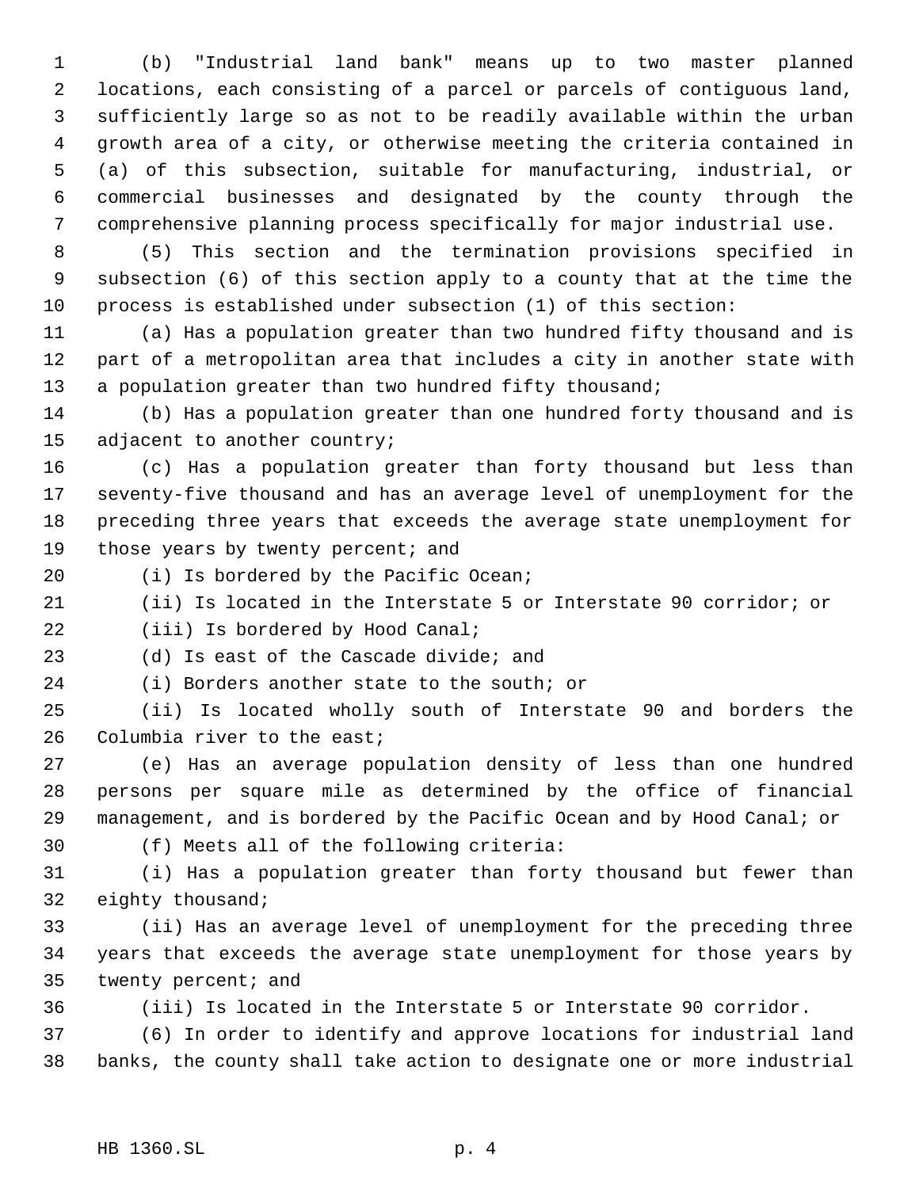(b) "Industrial land bank" means up to two master planned locations, each consisting of a parcel or parcels of contiguous land, sufficiently large so as not to be readily available within the urban growth area of a city, or otherwise meeting the criteria contained in (a) of this subsection, suitable for manufacturing, industrial, or commercial businesses and designated by the county through the comprehensive planning process specifically for major industrial use.

(5) This section and the termination provisions specified in subsection (6) of this section apply to a county that at the time the process is established under subsection (1) of this section:

(a) Has a population greater than two hundred fifty thousand and is part of a metropolitan area that includes a city in another state with a population greater than two hundred fifty thousand;

(b) Has a population greater than one hundred forty thousand and is adjacent to another country;

(c) Has a population greater than forty thousand but less than seventy-five thousand and has an average level of unemployment for the preceding three years that exceeds the average state unemployment for those years by twenty percent; and

(i) Is bordered by the Pacific Ocean;

(ii) Is located in the Interstate 5 or Interstate 90 corridor; or

(iii) Is bordered by Hood Canal;

(d) Is east of the Cascade divide; and

(i) Borders another state to the south; or

(ii) Is located wholly south of Interstate 90 and borders the Columbia river to the east;

(e) Has an average population density of less than one hundred persons per square mile as determined by the office of financial management, and is bordered by the Pacific Ocean and by Hood Canal; or

(f) Meets all of the following criteria:

(i) Has a population greater than forty thousand but fewer than eighty thousand;

(ii) Has an average level of unemployment for the preceding three years that exceeds the average state unemployment for those years by twenty percent; and

(iii) Is located in the Interstate 5 or Interstate 90 corridor.

(6) In order to identify and approve locations for industrial land banks, the county shall take action to designate one or more industrial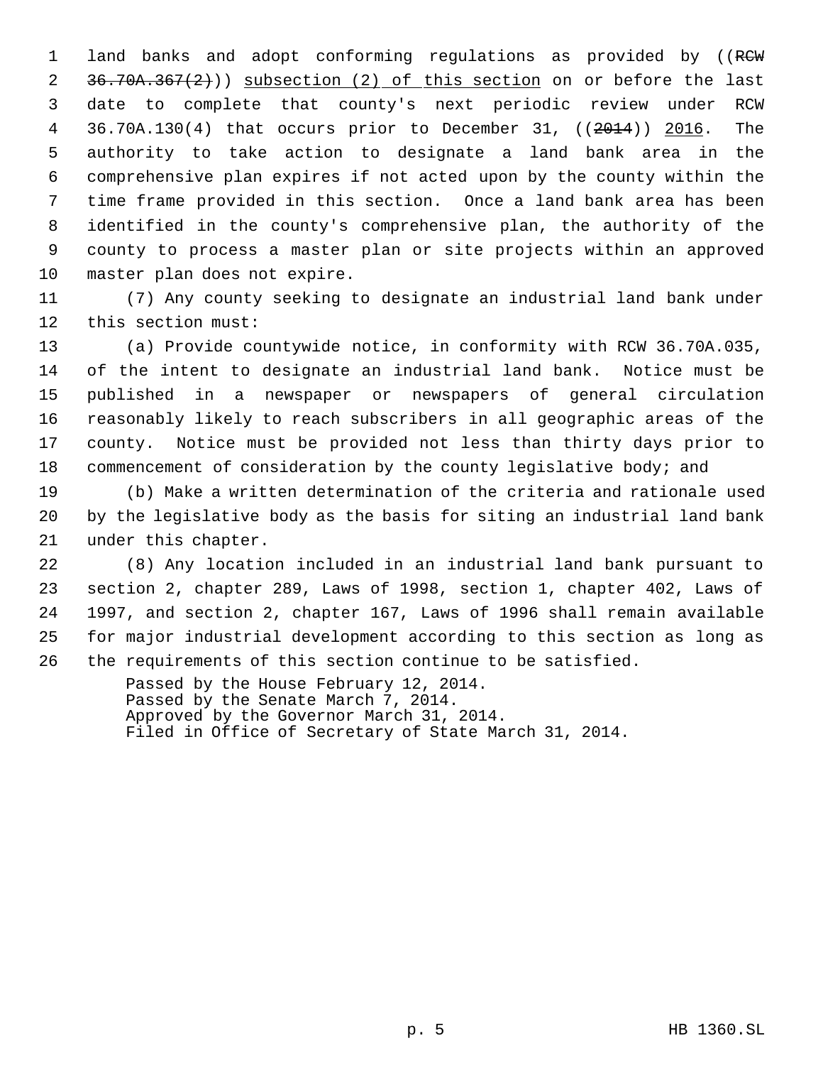land banks and adopt conforming regulations as provided by ((~~RCW 36.70A.367(2)~~)) <u>subsection (2) of this section</u> on or before the last date to complete that county's next periodic review under RCW 36.70A.130(4) that occurs prior to December 31, ((~~2014~~)) <u>2016</u>. The authority to take action to designate a land bank area in the comprehensive plan expires if not acted upon by the county within the time frame provided in this section. Once a land bank area has been identified in the county's comprehensive plan, the authority of the county to process a master plan or site projects within an approved master plan does not expire.

(7) Any county seeking to designate an industrial land bank under this section must:

(a) Provide countywide notice, in conformity with RCW 36.70A.035, of the intent to designate an industrial land bank. Notice must be published in a newspaper or newspapers of general circulation reasonably likely to reach subscribers in all geographic areas of the county. Notice must be provided not less than thirty days prior to commencement of consideration by the county legislative body; and

(b) Make a written determination of the criteria and rationale used by the legislative body as the basis for siting an industrial land bank under this chapter.

(8) Any location included in an industrial land bank pursuant to section 2, chapter 289, Laws of 1998, section 1, chapter 402, Laws of 1997, and section 2, chapter 167, Laws of 1996 shall remain available for major industrial development according to this section as long as the requirements of this section continue to be satisfied.

Passed by the House February 12, 2014.
Passed by the Senate March 7, 2014.
Approved by the Governor March 31, 2014.
Filed in Office of Secretary of State March 31, 2014.